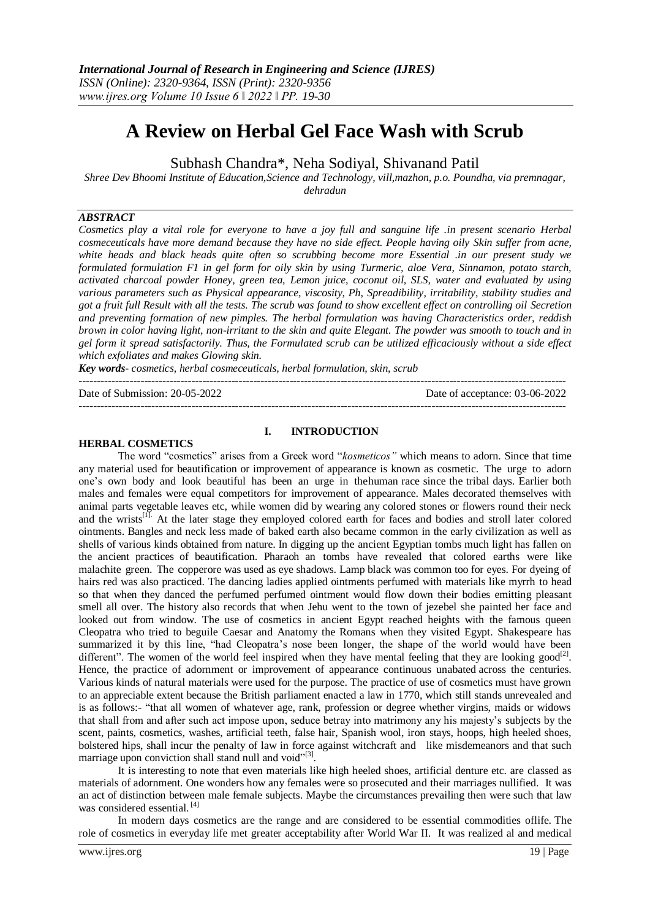# A Review on Herbal Gel Face Wash with Scrub

Subhash Chandra*, Neha Sodiyal, Shivanand Patil

*Shree Dev Bhoomi Institute of Education,Science and Technology, vill,mazhon, p.o. Poundha, via premnagar, dehradun*

## ABSTRACT

*Cosmetics play a vital role for everyone to have a joy full and sanguine life .in present scenario Herbal cosmeceuticals have more demand because they have no side effect. People having oily Skin suffer from acne, white heads and black heads quite often so scrubbing become more Essential .in our present study we formulated formulation F1 in gel form for oily skin by using Turmeric, aloe Vera, Sinnamon, potato starch, activated charcoal powder Honey, green tea, Lemon juice, coconut oil, SLS, water and evaluated by using various parameters such as Physical appearance, viscosity, Ph, Spreadibility, irritability, stability studies and got a fruit full Result with all the tests. The scrub was found to show excellent effect on controlling oil Secretion and preventing formation of new pimples. The herbal formulation was having Characteristics order, reddish brown in color having light, non-irritant to the skin and quite Elegant. The powder was smooth to touch and in gel form it spread satisfactorily. Thus, the Formulated scrub can be utilized efficaciously without a side effect which exfoliates and makes Glowing skin.*

***Key words***- *cosmetics, herbal cosmeceuticals, herbal formulation, skin, scrub*

Date of Submission: 20-05-2022 Date of acceptance: 03-06-2022

## I. INTRODUCTION

### HERBAL COSMETICS

The word "cosmetics" arises from a Greek word "*kosmeticos"* which means to adorn. Since that time any material used for beautification or improvement of appearance is known as cosmetic. The urge to adorn one's own body and look beautiful has been an urge in thehuman race since the tribal days. Earlier both males and females were equal competitors for improvement of appearance. Males decorated themselves with animal parts vegetable leaves etc, while women did by wearing any colored stones or flowers round their neck and the wrists[1]. At the later stage they employed colored earth for faces and bodies and stroll later colored ointments. Bangles and neck less made of baked earth also became common in the early civilization as well as shells of various kinds obtained from nature. In digging up the ancient Egyptian tombs much light has fallen on the ancient practices of beautification. Pharaoh an tombs have revealed that colored earths were like malachite green. The copperore was used as eye shadows. Lamp black was common too for eyes. For dyeing of hairs red was also practiced. The dancing ladies applied ointments perfumed with materials like myrrh to head so that when they danced the perfumed perfumed ointment would flow down their bodies emitting pleasant smell all over. The history also records that when Jehu went to the town of jezebel she painted her face and looked out from window. The use of cosmetics in ancient Egypt reached heights with the famous queen Cleopatra who tried to beguile Caesar and Anatomy the Romans when they visited Egypt. Shakespeare has summarized it by this line, "had Cleopatra's nose been longer, the shape of the world would have been different". The women of the world feel inspired when they have mental feeling that they are looking good[2]. Hence, the practice of adornment or improvement of appearance continuous unabated across the centuries. Various kinds of natural materials were used for the purpose. The practice of use of cosmetics must have grown to an appreciable extent because the British parliament enacted a law in 1770, which still stands unrevealed and is as follows:- "that all women of whatever age, rank, profession or degree whether virgins, maids or widows that shall from and after such act impose upon, seduce betray into matrimony any his majesty's subjects by the scent, paints, cosmetics, washes, artificial teeth, false hair, Spanish wool, iron stays, hoops, high heeled shoes, bolstered hips, shall incur the penalty of law in force against witchcraft and like misdemeanors and that such marriage upon conviction shall stand null and void"[3].

It is interesting to note that even materials like high heeled shoes, artificial denture etc. are classed as materials of adornment. One wonders how any females were so prosecuted and their marriages nullified. It was an act of distinction between male female subjects. Maybe the circumstances prevailing then were such that law was considered essential.[4]

In modern days cosmetics are the range and are considered to be essential commodities oflife. The role of cosmetics in everyday life met greater acceptability after World War II. It was realized al and medical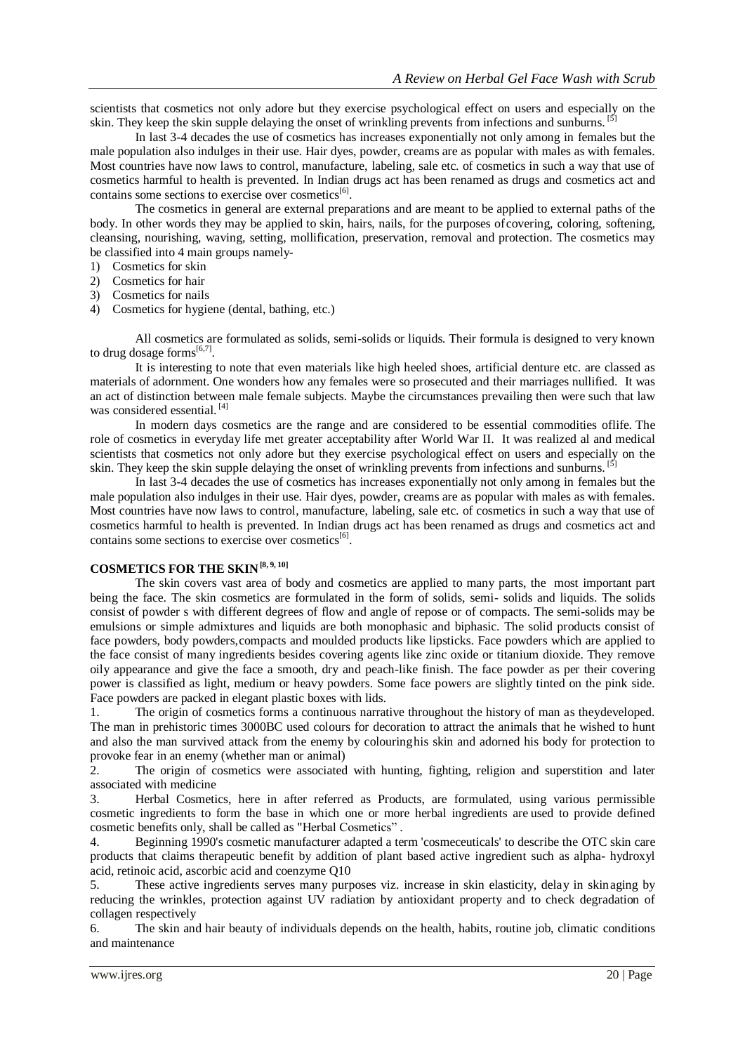scientists that cosmetics not only adore but they exercise psychological effect on users and especially on the skin. They keep the skin supple delaying the onset of wrinkling prevents from infections and sunburns. [5]

In last 3-4 decades the use of cosmetics has increases exponentially not only among in females but the male population also indulges in their use. Hair dyes, powder, creams are as popular with males as with females. Most countries have now laws to control, manufacture, labeling, sale etc. of cosmetics in such a way that use of cosmetics harmful to health is prevented. In Indian drugs act has been renamed as drugs and cosmetics act and contains some sections to exercise over cosmetics[6].

The cosmetics in general are external preparations and are meant to be applied to external paths of the body. In other words they may be applied to skin, hairs, nails, for the purposes of covering, coloring, softening, cleansing, nourishing, waving, setting, mollification, preservation, removal and protection. The cosmetics may be classified into 4 main groups namely-

1) Cosmetics for skin
2) Cosmetics for hair
3) Cosmetics for nails
4) Cosmetics for hygiene (dental, bathing, etc.)

All cosmetics are formulated as solids, semi-solids or liquids. Their formula is designed to very known to drug dosage forms[6,7].

It is interesting to note that even materials like high heeled shoes, artificial denture etc. are classed as materials of adornment. One wonders how any females were so prosecuted and their marriages nullified. It was an act of distinction between male female subjects. Maybe the circumstances prevailing then were such that law was considered essential. [4]

In modern days cosmetics are the range and are considered to be essential commodities oflife. The role of cosmetics in everyday life met greater acceptability after World War II. It was realized al and medical scientists that cosmetics not only adore but they exercise psychological effect on users and especially on the skin. They keep the skin supple delaying the onset of wrinkling prevents from infections and sunburns. [5]

In last 3-4 decades the use of cosmetics has increases exponentially not only among in females but the male population also indulges in their use. Hair dyes, powder, creams are as popular with males as with females. Most countries have now laws to control, manufacture, labeling, sale etc. of cosmetics in such a way that use of cosmetics harmful to health is prevented. In Indian drugs act has been renamed as drugs and cosmetics act and contains some sections to exercise over cosmetics[6].

## COSMETICS FOR THE SKIN [8, 9, 10]

The skin covers vast area of body and cosmetics are applied to many parts, the most important part being the face. The skin cosmetics are formulated in the form of solids, semi- solids and liquids. The solids consist of powder s with different degrees of flow and angle of repose or of compacts. The semi-solids may be emulsions or simple admixtures and liquids are both monophasic and biphasic. The solid products consist of face powders, body powders,compacts and moulded products like lipsticks. Face powders which are applied to the face consist of many ingredients besides covering agents like zinc oxide or titanium dioxide. They remove oily appearance and give the face a smooth, dry and peach-like finish. The face powder as per their covering power is classified as light, medium or heavy powders. Some face powers are slightly tinted on the pink side. Face powders are packed in elegant plastic boxes with lids.

1. The origin of cosmetics forms a continuous narrative throughout the history of man as theydeveloped. The man in prehistoric times 3000BC used colours for decoration to attract the animals that he wished to hunt and also the man survived attack from the enemy by colouringhis skin and adorned his body for protection to provoke fear in an enemy (whether man or animal)
2. The origin of cosmetics were associated with hunting, fighting, religion and superstition and later associated with medicine
3. Herbal Cosmetics, here in after referred as Products, are formulated, using various permissible cosmetic ingredients to form the base in which one or more herbal ingredients are used to provide defined cosmetic benefits only, shall be called as "Herbal Cosmetics" .
4. Beginning 1990's cosmetic manufacturer adapted a term 'cosmeceuticals' to describe the OTC skin care products that claims therapeutic benefit by addition of plant based active ingredient such as alpha- hydroxyl acid, retinoic acid, ascorbic acid and coenzyme Q10
5. These active ingredients serves many purposes viz. increase in skin elasticity, delay in skinaging by reducing the wrinkles, protection against UV radiation by antioxidant property and to check degradation of collagen respectively
6. The skin and hair beauty of individuals depends on the health, habits, routine job, climatic conditions and maintenance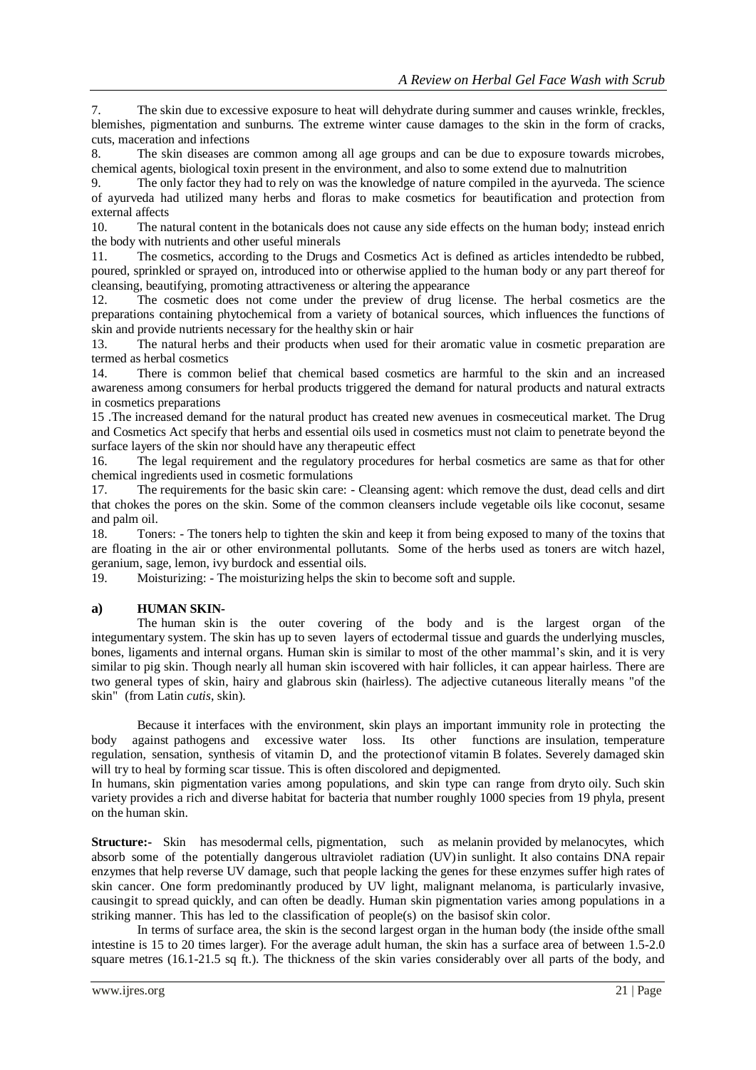7. The skin due to excessive exposure to heat will dehydrate during summer and causes wrinkle, freckles, blemishes, pigmentation and sunburns. The extreme winter cause damages to the skin in the form of cracks, cuts, maceration and infections

8. The skin diseases are common among all age groups and can be due to exposure towards microbes, chemical agents, biological toxin present in the environment, and also to some extend due to malnutrition

9. The only factor they had to rely on was the knowledge of nature compiled in the ayurveda. The science of ayurveda had utilized many herbs and floras to make cosmetics for beautification and protection from external affects

10. The natural content in the botanicals does not cause any side effects on the human body; instead enrich the body with nutrients and other useful minerals

11. The cosmetics, according to the Drugs and Cosmetics Act is defined as articles intendedto be rubbed, poured, sprinkled or sprayed on, introduced into or otherwise applied to the human body or any part thereof for cleansing, beautifying, promoting attractiveness or altering the appearance

12. The cosmetic does not come under the preview of drug license. The herbal cosmetics are the preparations containing phytochemical from a variety of botanical sources, which influences the functions of skin and provide nutrients necessary for the healthy skin or hair

13. The natural herbs and their products when used for their aromatic value in cosmetic preparation are termed as herbal cosmetics

14. There is common belief that chemical based cosmetics are harmful to the skin and an increased awareness among consumers for herbal products triggered the demand for natural products and natural extracts in cosmetics preparations

15 .The increased demand for the natural product has created new avenues in cosmeceutical market. The Drug and Cosmetics Act specify that herbs and essential oils used in cosmetics must not claim to penetrate beyond the surface layers of the skin nor should have any therapeutic effect

16. The legal requirement and the regulatory procedures for herbal cosmetics are same as that for other chemical ingredients used in cosmetic formulations

17. The requirements for the basic skin care: - Cleansing agent: which remove the dust, dead cells and dirt that chokes the pores on the skin. Some of the common cleansers include vegetable oils like coconut, sesame and palm oil.

18. Toners: - The toners help to tighten the skin and keep it from being exposed to many of the toxins that are floating in the air or other environmental pollutants. Some of the herbs used as toners are witch hazel, geranium, sage, lemon, ivy burdock and essential oils.

19. Moisturizing: - The moisturizing helps the skin to become soft and supple.

### a) HUMAN SKIN-

The human skin is the outer covering of the body and is the largest organ of the integumentary system. The skin has up to seven layers of ectodermal tissue and guards the underlying muscles, bones, ligaments and internal organs. Human skin is similar to most of the other mammal's skin, and it is very similar to pig skin. Though nearly all human skin iscovered with hair follicles, it can appear hairless. There are two general types of skin, hairy and glabrous skin (hairless). The adjective cutaneous literally means "of the skin" (from Latin *cutis*, skin).

Because it interfaces with the environment, skin plays an important immunity role in protecting the body against pathogens and excessive water loss. Its other functions are insulation, temperature regulation, sensation, synthesis of vitamin D, and the protectionof vitamin B folates. Severely damaged skin will try to heal by forming scar tissue. This is often discolored and depigmented.

In humans, skin pigmentation varies among populations, and skin type can range from dryto oily. Such skin variety provides a rich and diverse habitat for bacteria that number roughly 1000 species from 19 phyla, present on the human skin.

**Structure:-** Skin has mesodermal cells, pigmentation, such as melanin provided by melanocytes, which absorb some of the potentially dangerous ultraviolet radiation (UV)in sunlight. It also contains DNA repair enzymes that help reverse UV damage, such that people lacking the genes for these enzymes suffer high rates of skin cancer. One form predominantly produced by UV light, malignant melanoma, is particularly invasive, causingit to spread quickly, and can often be deadly. Human skin pigmentation varies among populations in a striking manner. This has led to the classification of people(s) on the basisof skin color.

In terms of surface area, the skin is the second largest organ in the human body (the inside ofthe small intestine is 15 to 20 times larger). For the average adult human, the skin has a surface area of between 1.5-2.0 square metres (16.1-21.5 sq ft.). The thickness of the skin varies considerably over all parts of the body, and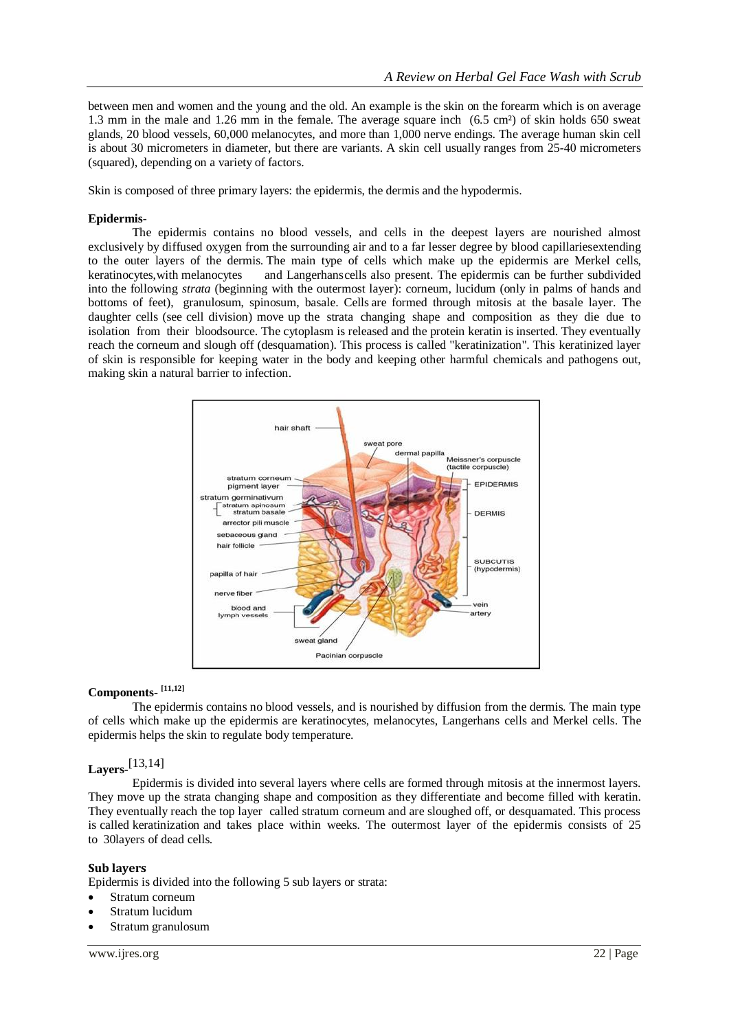between men and women and the young and the old. An example is the skin on the forearm which is on average 1.3 mm in the male and 1.26 mm in the female. The average square inch (6.5 cm²) of skin holds 650 sweat glands, 20 blood vessels, 60,000 melanocytes, and more than 1,000 nerve endings. The average human skin cell is about 30 micrometers in diameter, but there are variants. A skin cell usually ranges from 25-40 micrometers (squared), depending on a variety of factors.

Skin is composed of three primary layers: the epidermis, the dermis and the hypodermis.

**Epidermis**-

The epidermis contains no blood vessels, and cells in the deepest layers are nourished almost exclusively by diffused oxygen from the surrounding air and to a far lesser degree by blood capillariesextending to the outer layers of the dermis. The main type of cells which make up the epidermis are Merkel cells, keratinocytes,with melanocytes and Langerhanscells also present. The epidermis can be further subdivided into the following *strata* (beginning with the outermost layer): corneum, lucidum (only in palms of hands and bottoms of feet), granulosum, spinosum, basale. Cells are formed through mitosis at the basale layer. The daughter cells (see cell division) move up the strata changing shape and composition as they die due to isolation from their bloodsource. The cytoplasm is released and the protein keratin is inserted. They eventually reach the corneum and slough off (desquamation). This process is called "keratinization". This keratinized layer of skin is responsible for keeping water in the body and keeping other harmful chemicals and pathogens out, making skin a natural barrier to infection.

**Components-** [11,12]

The epidermis contains no blood vessels, and is nourished by diffusion from the dermis. The main type of cells which make up the epidermis are keratinocytes, melanocytes, Langerhans cells and Merkel cells. The epidermis helps the skin to regulate body temperature.

**Layers-**[13,14]

Epidermis is divided into several layers where cells are formed through mitosis at the innermost layers. They move up the strata changing shape and composition as they differentiate and become filled with keratin. They eventually reach the top layer called stratum corneum and are sloughed off, or desquamated. This process is called keratinization and takes place within weeks. The outermost layer of the epidermis consists of 25 to 30layers of dead cells.

**Sub layers**

Epidermis is divided into the following 5 sub layers or strata:

- Stratum corneum
- Stratum lucidum
- Stratum granulosum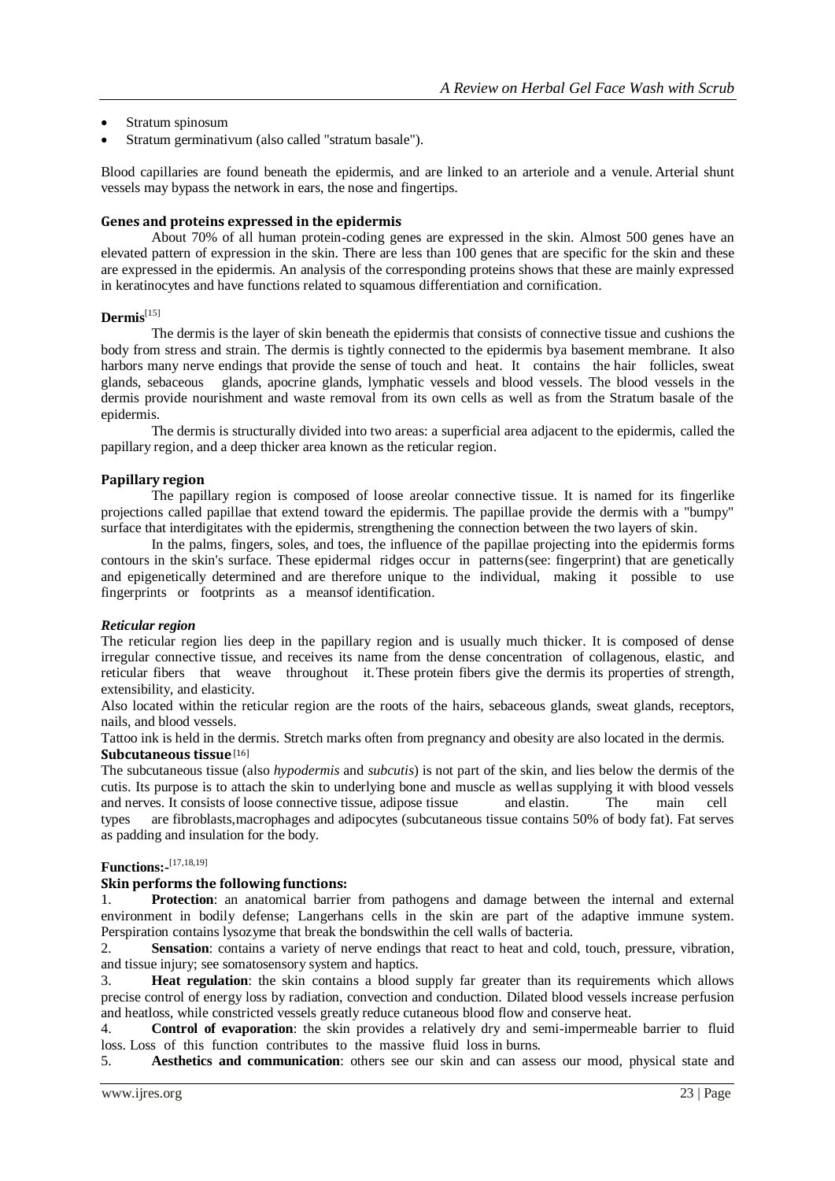- Stratum spinosum
- Stratum germinativum (also called "stratum basale").

Blood capillaries are found beneath the epidermis, and are linked to an arteriole and a venule. Arterial shunt vessels may bypass the network in ears, the nose and fingertips.

### Genes and proteins expressed in the epidermis

About 70% of all human protein-coding genes are expressed in the skin. Almost 500 genes have an elevated pattern of expression in the skin. There are less than 100 genes that are specific for the skin and these are expressed in the epidermis. An analysis of the corresponding proteins shows that these are mainly expressed in keratinocytes and have functions related to squamous differentiation and cornification.

### Dermis[15]

The dermis is the layer of skin beneath the epidermis that consists of connective tissue and cushions the body from stress and strain. The dermis is tightly connected to the epidermis bya basement membrane. It also harbors many nerve endings that provide the sense of touch and heat. It contains the hair follicles, sweat glands, sebaceous glands, apocrine glands, lymphatic vessels and blood vessels. The blood vessels in the dermis provide nourishment and waste removal from its own cells as well as from the Stratum basale of the epidermis.

The dermis is structurally divided into two areas: a superficial area adjacent to the epidermis, called the papillary region, and a deep thicker area known as the reticular region.

### Papillary region

The papillary region is composed of loose areolar connective tissue. It is named for its fingerlike projections called papillae that extend toward the epidermis. The papillae provide the dermis with a "bumpy" surface that interdigitates with the epidermis, strengthening the connection between the two layers of skin.

In the palms, fingers, soles, and toes, the influence of the papillae projecting into the epidermis forms contours in the skin's surface. These epidermal ridges occur in patterns(see: fingerprint) that are genetically and epigenetically determined and are therefore unique to the individual, making it possible to use fingerprints or footprints as a meansof identification.

### *Reticular region*

The reticular region lies deep in the papillary region and is usually much thicker. It is composed of dense irregular connective tissue, and receives its name from the dense concentration of collagenous, elastic, and reticular fibers that weave throughout it.These protein fibers give the dermis its properties of strength, extensibility, and elasticity.

Also located within the reticular region are the roots of the hairs, sebaceous glands, sweat glands, receptors, nails, and blood vessels.

Tattoo ink is held in the dermis. Stretch marks often from pregnancy and obesity are also located in the dermis.

### Subcutaneous tissue[16]

The subcutaneous tissue (also *hypodermis* and *subcutis*) is not part of the skin, and lies below the dermis of the cutis. Its purpose is to attach the skin to underlying bone and muscle as wellas supplying it with blood vessels and nerves. It consists of loose connective tissue, adipose tissue and elastin. The main cell types are fibroblasts,macrophages and adipocytes (subcutaneous tissue contains 50% of body fat). Fat serves as padding and insulation for the body.

### Functions:-[17,18,19]

### Skin performs the following functions:

1. **Protection**: an anatomical barrier from pathogens and damage between the internal and external environment in bodily defense; Langerhans cells in the skin are part of the adaptive immune system. Perspiration contains lysozyme that break the bondswithin the cell walls of bacteria.
2. **Sensation**: contains a variety of nerve endings that react to heat and cold, touch, pressure, vibration, and tissue injury; see somatosensory system and haptics.
3. **Heat regulation**: the skin contains a blood supply far greater than its requirements which allows precise control of energy loss by radiation, convection and conduction. Dilated blood vessels increase perfusion and heatloss, while constricted vessels greatly reduce cutaneous blood flow and conserve heat.
4. **Control of evaporation**: the skin provides a relatively dry and semi-impermeable barrier to fluid loss. Loss of this function contributes to the massive fluid loss in burns.
5. **Aesthetics and communication**: others see our skin and can assess our mood, physical state and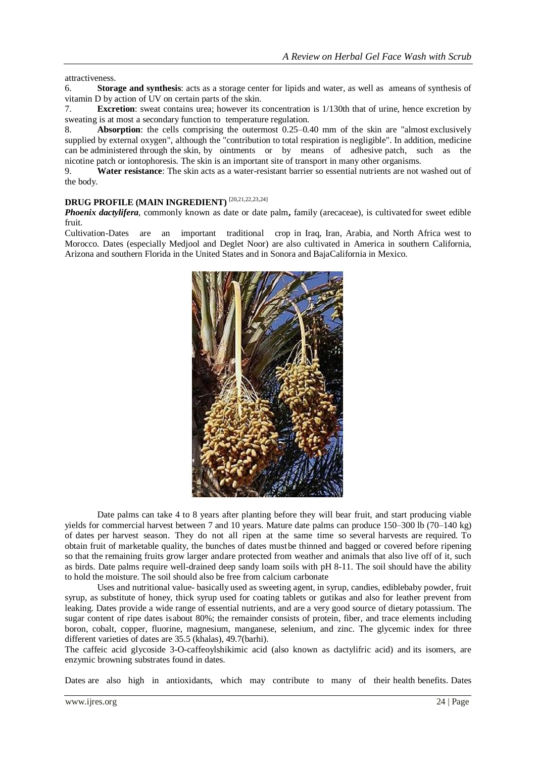attractiveness.

6. **Storage and synthesis**: acts as a storage center for lipids and water, as well as ameans of synthesis of vitamin D by action of UV on certain parts of the skin.
7. **Excretion**: sweat contains urea; however its concentration is 1/130th that of urine, hence excretion by sweating is at most a secondary function to temperature regulation.
8. **Absorption**: the cells comprising the outermost 0.25–0.40 mm of the skin are "almost exclusively supplied by external oxygen", although the "contribution to total respiration is negligible". In addition, medicine can be administered through the skin, by ointments or by means of adhesive patch, such as the nicotine patch or iontophoresis. The skin is an important site of transport in many other organisms.
9. **Water resistance**: The skin acts as a water-resistant barrier so essential nutrients are not washed out of the body.

## DRUG PROFILE (MAIN INGREDIENT) [20,21,22,23,24]

***Phoenix dactylifera***, commonly known as date or date palm**,** family (arecaceae), is cultivated for sweet edible fruit.

Cultivation-Dates are an important traditional crop in Iraq, Iran, Arabia, and North Africa west to Morocco. Dates (especially Medjool and Deglet Noor) are also cultivated in America in southern California, Arizona and southern Florida in the United States and in Sonora and BajaCalifornia in Mexico.

Date palms can take 4 to 8 years after planting before they will bear fruit, and start producing viable yields for commercial harvest between 7 and 10 years. Mature date palms can produce 150–300 lb (70–140 kg) of dates per harvest season. They do not all ripen at the same time so several harvests are required. To obtain fruit of marketable quality, the bunches of dates mustbe thinned and bagged or covered before ripening so that the remaining fruits grow larger andare protected from weather and animals that also live off of it, such as birds. Date palms require well-drained deep sandy loam soils with pH 8-11. The soil should have the ability to hold the moisture. The soil should also be free from calcium carbonate

Uses and nutritional value- basically used as sweeting agent, in syrup, candies, ediblebaby powder, fruit syrup, as substitute of honey, thick syrup used for coating tablets or gutikas and also for leather prevent from leaking. Dates provide a wide range of essential nutrients, and are a very good source of dietary potassium. The sugar content of ripe dates isabout 80%; the remainder consists of protein, fiber, and trace elements including boron, cobalt, copper, fluorine, magnesium, manganese, selenium, and zinc. The glycemic index for three different varieties of dates are 35.5 (khalas), 49.7(barhi).

The caffeic acid glycoside 3-O-caffeoylshikimic acid (also known as dactylifric acid) and its isomers, are enzymic browning substrates found in dates.

Dates are also high in antioxidants, which may contribute to many of their health benefits. Dates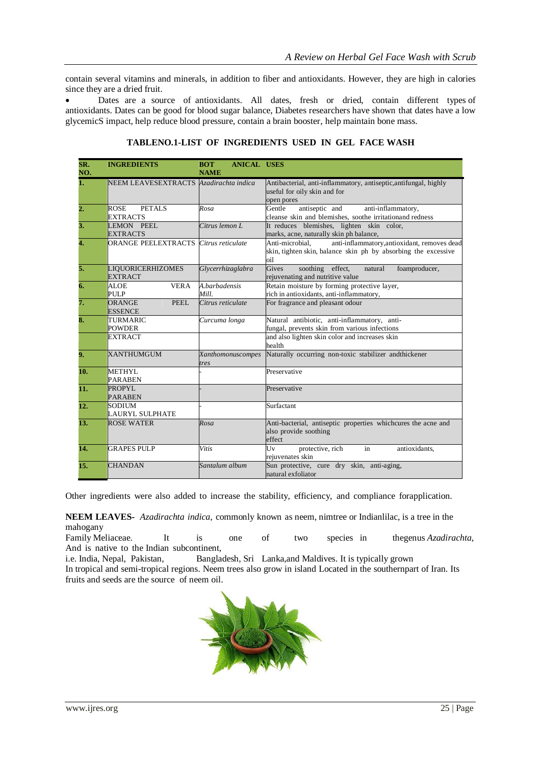contain several vitamins and minerals, in addition to fiber and antioxidants. However, they are high in calories since they are a dried fruit.

- Dates are a source of antioxidants. All dates, fresh or dried, contain different types of antioxidants. Dates can be good for blood sugar balance, Diabetes researchers have shown that dates have a low glycemicS impact, help reduce blood pressure, contain a brain booster, help maintain bone mass.

**TABLENO.1-LIST OF INGREDIENTS USED IN GEL FACE WASH**

| SR. NO. | INGREDIENTS | BOTANICAL NAME | USES |
|---|---|---|---|
| 1. | NEEM LEAVESEXTRACTS | *Azadirachta indica* | Antibacterial, anti-inflammatory, antiseptic,antifungal, highly useful for oily skin and for open pores |
| 2. | ROSE PETALS EXTRACTS | *Rosa* | Gentle antiseptic and anti-inflammatory, cleanse skin and blemishes, soothe irritationand redness |
| 3. | LEMON PEEL EXTRACTS | *Citrus lemon L* | It reduces blemishes, lighten skin color, marks, acne, naturally skin ph balance, |
| 4. | ORANGE PEELEXTRACTS | *Citrus reticulate* | Anti-microbial, anti-inflammatory,antioxidant, removes dead skin, tighten skin, balance skin ph by absorbing the excessive oil |
| 5. | LIQUORICERHIZOMES EXTRACT | *Glycerrhizaglabra* | Gives soothing effect, natural foamproducer, rejuvenating and nutritive value |
| 6. | ALOE VERA PULP | *A.barbadensis Mill.* | Retain moisture by forming protective layer, rich in antioxidants, anti-inflammatory, |
| 7. | ORANGE PEEL ESSENCE | *Citrus reticulate* | For fragrance and pleasant odour |
| 8. | TURMARIC POWDER EXTRACT | *Curcuma longa* | Natural antibiotic, anti-inflammatory, anti-fungal, prevents skin from various infections and also lighten skin color and increases skin health |
| 9. | XANTHUMGUM | *Xanthomonuscompes tres* | Naturally occurring non-toxic stabilizer andthickener |
| 10. | METHYL PARABEN | - | Preservative |
| 11. | PROPYL PARABEN | - | Preservative |
| 12. | SODIUM LAURYL SULPHATE | - | Surfactant |
| 13. | ROSE WATER | *Rosa* | Anti-bacterial, antiseptic properties whichcures the acne and also provide soothing effect |
| 14. | GRAPES PULP | *Vitis* | Uv protective, rich in antioxidants, rejuvenates skin |
| 15. | CHANDAN | *Santalum album* | Sun protective, cure dry skin, anti-aging, natural exfoliator |

Other ingredients were also added to increase the stability, efficiency, and compliance forapplication.

**NEEM LEAVES-** *Azadirachta indica*, commonly known as neem, nimtree or Indianlilac, is a tree in the mahogany Family Meliaceae. It is one of two species in thegenus *Azadirachta*, And is native to the Indian subcontinent, i.e. India, Nepal, Pakistan, Bangladesh, Sri Lanka,and Maldives. It is typically grown In tropical and semi-tropical regions. Neem trees also grow in island Located in the southernpart of Iran. Its fruits and seeds are the source of neem oil.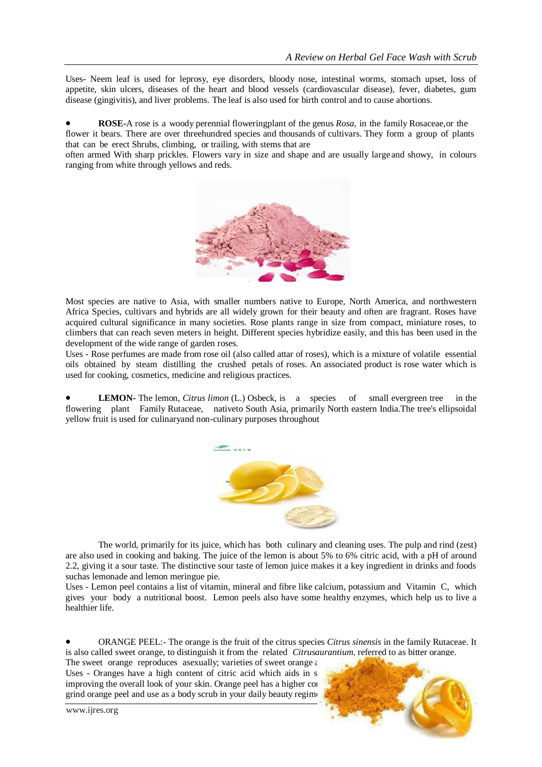Uses- Neem leaf is used for leprosy, eye disorders, bloody nose, intestinal worms, stomach upset, loss of appetite, skin ulcers, diseases of the heart and blood vessels (cardiovascular disease), fever, diabetes, gum disease (gingivitis), and liver problems. The leaf is also used for birth control and to cause abortions.

- **ROSE-**A rose is a woody perennial floweringplant of the genus *Rosa*, in the family Rosaceae,or the flower it bears. There are over threehundred species and thousands of cultivars. They form a group of plants that can be erect Shrubs, climbing, or trailing, with stems that are often armed With sharp prickles. Flowers vary in size and shape and are usually large and showy, in colours ranging from white through yellows and reds.

Most species are native to Asia, with smaller numbers native to Europe, North America, and northwestern Africa Species, cultivars and hybrids are all widely grown for their beauty and often are fragrant. Roses have acquired cultural significance in many societies. Rose plants range in size from compact, miniature roses, to climbers that can reach seven meters in height. Different species hybridize easily, and this has been used in the development of the wide range of garden roses.

Uses - Rose perfumes are made from rose oil (also called attar of roses), which is a mixture of volatile essential oils obtained by steam distilling the crushed petals of roses. An associated product is rose water which is used for cooking, cosmetics, medicine and religious practices.

- **LEMON-** The lemon, *Citrus limon* (L.) Osbeck, is a species of small evergreen tree in the flowering plant Family Rutaceae, nativeto South Asia, primarily North eastern India.The tree's ellipsoidal yellow fruit is used for culinaryand non-culinary purposes throughout

The world, primarily for its juice, which has both culinary and cleaning uses. The pulp and rind (zest) are also used in cooking and baking. The juice of the lemon is about 5% to 6% citric acid, with a pH of around 2.2, giving it a sour taste. The distinctive sour taste of lemon juice makes it a key ingredient in drinks and foods suchas lemonade and lemon meringue pie.

Uses - Lemon peel contains a list of vitamin, mineral and fibre like calcium, potassium and Vitamin C, which gives your body a nutritional boost. Lemon peels also have some healthy enzymes, which help us to live a healthier life.

- ORANGE PEEL:- The orange is the fruit of the citrus species *Citrus sinensis* in the family Rutaceae. It is also called sweet orange, to distinguish it from the related *Citrusaurantium*, referred to as bitter orange. The sweet orange reproduces asexually; varieties of sweet orange a

Uses - Oranges have a high content of citric acid which aids in s improving the overall look of your skin. Orange peel has a higher co grind orange peel and use as a body scrub in your daily beauty regim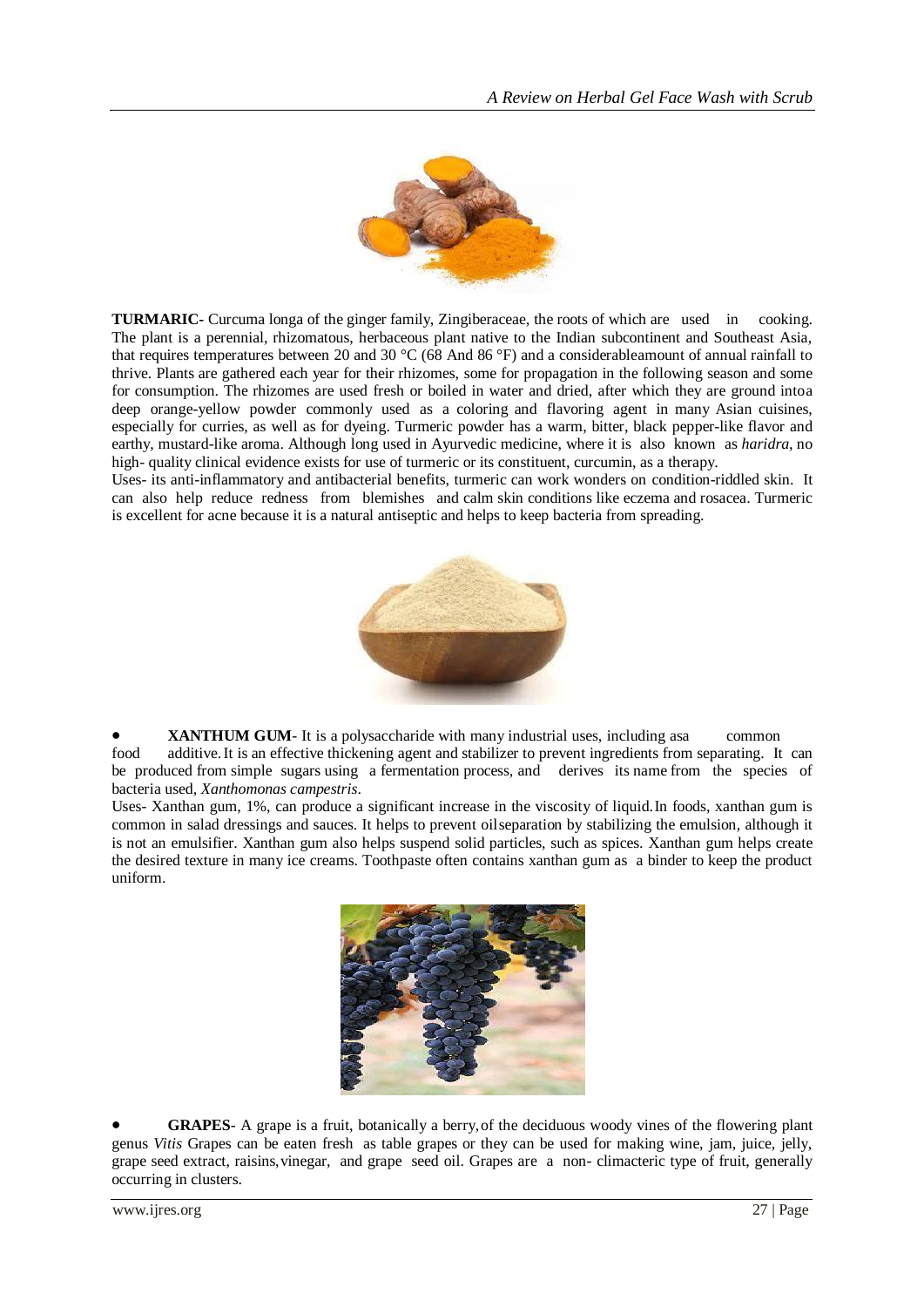**TURMARIC-** Curcuma longa of the ginger family, Zingiberaceae, the roots of which are used in cooking. The plant is a perennial, rhizomatous, herbaceous plant native to the Indian subcontinent and Southeast Asia, that requires temperatures between 20 and 30 °C (68 And 86 °F) and a considerableamount of annual rainfall to thrive. Plants are gathered each year for their rhizomes, some for propagation in the following season and some for consumption. The rhizomes are used fresh or boiled in water and dried, after which they are ground intoa deep orange-yellow powder commonly used as a coloring and flavoring agent in many Asian cuisines, especially for curries, as well as for dyeing. Turmeric powder has a warm, bitter, black pepper-like flavor and earthy, mustard-like aroma. Although long used in Ayurvedic medicine, where it is also known as *haridra*, no high- quality clinical evidence exists for use of turmeric or its constituent, curcumin, as a therapy.

Uses- its anti-inflammatory and antibacterial benefits, turmeric can work wonders on condition-riddled skin. It can also help reduce redness from blemishes and calm skin conditions like eczema and rosacea. Turmeric is excellent for acne because it is a natural antiseptic and helps to keep bacteria from spreading.

- **XANTHUM GUM**- It is a polysaccharide with many industrial uses, including asa common food additive. It is an effective thickening agent and stabilizer to prevent ingredients from separating. It can be produced from simple sugars using a fermentation process, and derives its name from the species of bacteria used, *Xanthomonas campestris*.

Uses- Xanthan gum, 1%, can produce a significant increase in the viscosity of liquid. In foods, xanthan gum is common in salad dressings and sauces. It helps to prevent oilseparation by stabilizing the emulsion, although it is not an emulsifier. Xanthan gum also helps suspend solid particles, such as spices. Xanthan gum helps create the desired texture in many ice creams. Toothpaste often contains xanthan gum as a binder to keep the product uniform.

- **GRAPES**- A grape is a fruit, botanically a berry, of the deciduous woody vines of the flowering plant genus *Vitis* Grapes can be eaten fresh as table grapes or they can be used for making wine, jam, juice, jelly, grape seed extract, raisins, vinegar, and grape seed oil. Grapes are a non- climacteric type of fruit, generally occurring in clusters.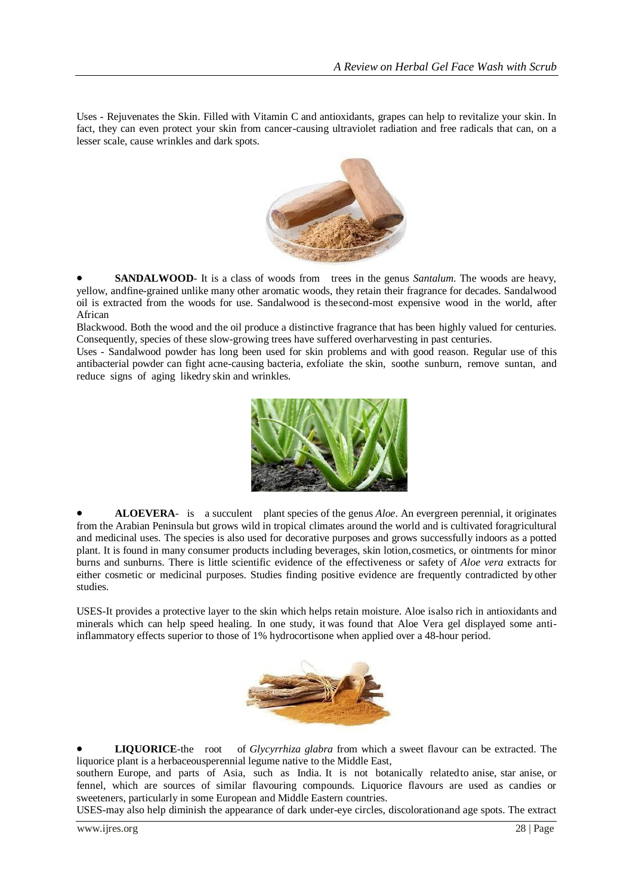Uses - Rejuvenates the Skin. Filled with Vitamin C and antioxidants, grapes can help to revitalize your skin. In fact, they can even protect your skin from cancer-causing ultraviolet radiation and free radicals that can, on a lesser scale, cause wrinkles and dark spots.

- **SANDALWOOD**- It is a class of woods from trees in the genus *Santalum*. The woods are heavy, yellow, andfine-grained unlike many other aromatic woods, they retain their fragrance for decades. Sandalwood oil is extracted from the woods for use. Sandalwood is thesecond-most expensive wood in the world, after African Blackwood. Both the wood and the oil produce a distinctive fragrance that has been highly valued for centuries. Consequently, species of these slow-growing trees have suffered overharvesting in past centuries.

Uses - Sandalwood powder has long been used for skin problems and with good reason. Regular use of this antibacterial powder can fight acne-causing bacteria, exfoliate the skin, soothe sunburn, remove suntan, and reduce signs of aging likedry skin and wrinkles.

- **ALOEVERA**- is a succulent plant species of the genus *Aloe*. An evergreen perennial, it originates from the Arabian Peninsula but grows wild in tropical climates around the world and is cultivated foragricultural and medicinal uses. The species is also used for decorative purposes and grows successfully indoors as a potted plant. It is found in many consumer products including beverages, skin lotion,cosmetics, or ointments for minor burns and sunburns. There is little scientific evidence of the effectiveness or safety of *Aloe vera* extracts for either cosmetic or medicinal purposes. Studies finding positive evidence are frequently contradicted by other studies.

USES-It provides a protective layer to the skin which helps retain moisture. Aloe isalso rich in antioxidants and minerals which can help speed healing. In one study, it was found that Aloe Vera gel displayed some anti-inflammatory effects superior to those of 1% hydrocortisone when applied over a 48-hour period.

- **LIQUORICE**-the root of *Glycyrrhiza glabra* from which a sweet flavour can be extracted. The liquorice plant is a herbaceousperennial legume native to the Middle East, southern Europe, and parts of Asia, such as India. It is not botanically relatedto anise, star anise, or fennel, which are sources of similar flavouring compounds. Liquorice flavours are used as candies or sweeteners, particularly in some European and Middle Eastern countries.

USES-may also help diminish the appearance of dark under-eye circles, discolorationand age spots. The extract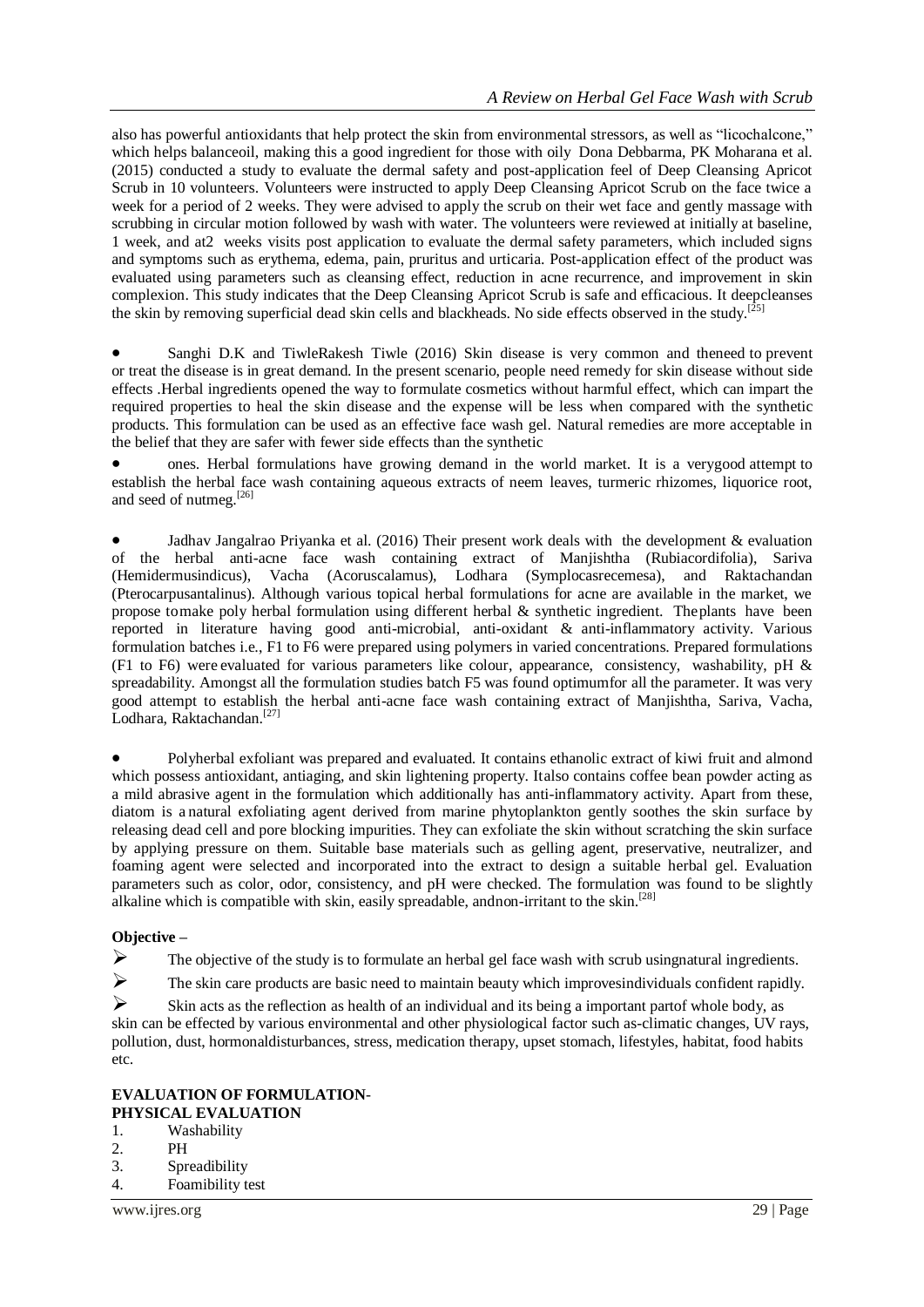also has powerful antioxidants that help protect the skin from environmental stressors, as well as "licochalcone," which helps balanceoil, making this a good ingredient for those with oily Dona Debbarma, PK Moharana et al. (2015) conducted a study to evaluate the dermal safety and post-application feel of Deep Cleansing Apricot Scrub in 10 volunteers. Volunteers were instructed to apply Deep Cleansing Apricot Scrub on the face twice a week for a period of 2 weeks. They were advised to apply the scrub on their wet face and gently massage with scrubbing in circular motion followed by wash with water. The volunteers were reviewed at initially at baseline, 1 week, and at2 weeks visits post application to evaluate the dermal safety parameters, which included signs and symptoms such as erythema, edema, pain, pruritus and urticaria. Post-application effect of the product was evaluated using parameters such as cleansing effect, reduction in acne recurrence, and improvement in skin complexion. This study indicates that the Deep Cleansing Apricot Scrub is safe and efficacious. It deepcleanses the skin by removing superficial dead skin cells and blackheads. No side effects observed in the study.[25]

- Sanghi D.K and TiwleRakesh Tiwle (2016) Skin disease is very common and theneed to prevent or treat the disease is in great demand. In the present scenario, people need remedy for skin disease without side effects .Herbal ingredients opened the way to formulate cosmetics without harmful effect, which can impart the required properties to heal the skin disease and the expense will be less when compared with the synthetic products. This formulation can be used as an effective face wash gel. Natural remedies are more acceptable in the belief that they are safer with fewer side effects than the synthetic
- ones. Herbal formulations have growing demand in the world market. It is a verygood attempt to establish the herbal face wash containing aqueous extracts of neem leaves, turmeric rhizomes, liquorice root, and seed of nutmeg.[26]

- Jadhav Jangalrao Priyanka et al. (2016) Their present work deals with the development & evaluation of the herbal anti-acne face wash containing extract of Manjishtha (Rubiacordifolia), Sariva (Hemidermusindicus), Vacha (Acoruscalamus), Lodhara (Symplocasrecemesa), and Raktachandan (Pterocarpusantalinus). Although various topical herbal formulations for acne are available in the market, we propose tomake poly herbal formulation using different herbal & synthetic ingredient. Theplants have been reported in literature having good anti-microbial, anti-oxidant & anti-inflammatory activity. Various formulation batches i.e., F1 to F6 were prepared using polymers in varied concentrations. Prepared formulations (F1 to F6) were evaluated for various parameters like colour, appearance, consistency, washability, pH & spreadability. Amongst all the formulation studies batch F5 was found optimumfor all the parameter. It was very good attempt to establish the herbal anti-acne face wash containing extract of Manjishtha, Sariva, Vacha, Lodhara, Raktachandan.[27]

- Polyherbal exfoliant was prepared and evaluated. It contains ethanolic extract of kiwi fruit and almond which possess antioxidant, antiaging, and skin lightening property. Italso contains coffee bean powder acting as a mild abrasive agent in the formulation which additionally has anti-inflammatory activity. Apart from these, diatom is a natural exfoliating agent derived from marine phytoplankton gently soothes the skin surface by releasing dead cell and pore blocking impurities. They can exfoliate the skin without scratching the skin surface by applying pressure on them. Suitable base materials such as gelling agent, preservative, neutralizer, and foaming agent were selected and incorporated into the extract to design a suitable herbal gel. Evaluation parameters such as color, odor, consistency, and pH were checked. The formulation was found to be slightly alkaline which is compatible with skin, easily spreadable, andnon-irritant to the skin.[28]

**Objective –**

- The objective of the study is to formulate an herbal gel face wash with scrub usingnatural ingredients.
- The skin care products are basic need to maintain beauty which improvesindividuals confident rapidly.
- Skin acts as the reflection as health of an individual and its being a important partof whole body, as skin can be effected by various environmental and other physiological factor such as-climatic changes, UV rays, pollution, dust, hormonaldisturbances, stress, medication therapy, upset stomach, lifestyles, habitat, food habits etc.

**EVALUATION OF FORMULATION-**
**PHYSICAL EVALUATION**

1. Washability
2. PH
3. Spreadibility
4. Foamibility test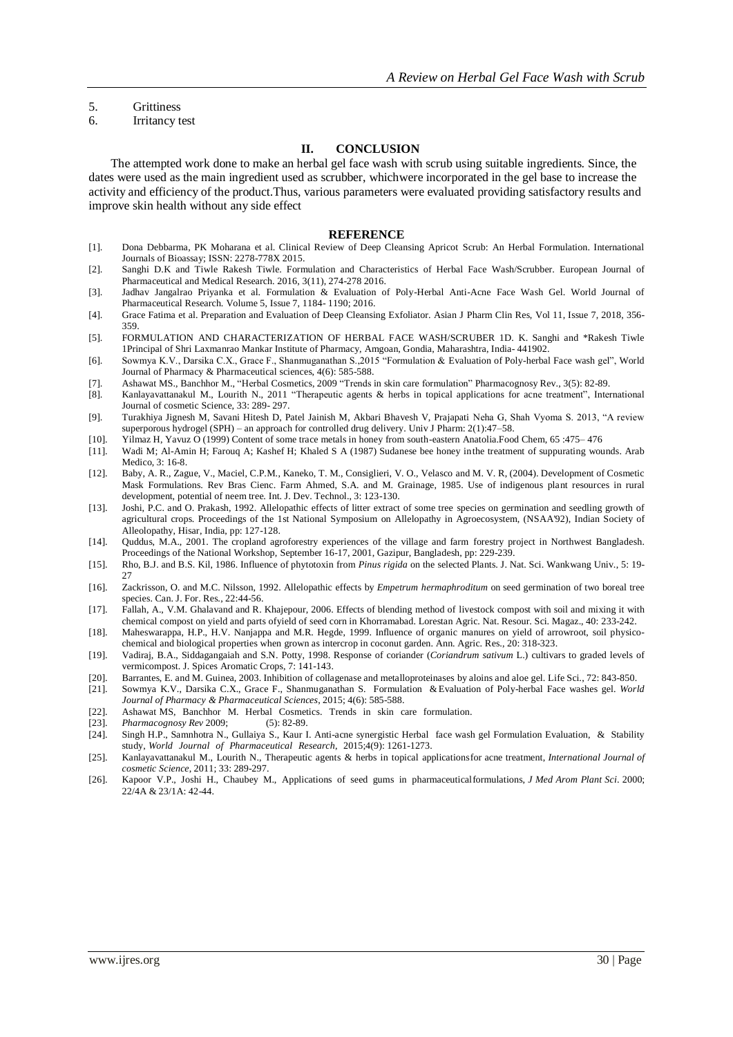5. Grittiness
6. Irritancy test

## II. CONCLUSION

The attempted work done to make an herbal gel face wash with scrub using suitable ingredients. Since, the dates were used as the main ingredient used as scrubber, whichwere incorporated in the gel base to increase the activity and efficiency of the product.Thus, various parameters were evaluated providing satisfactory results and improve skin health without any side effect

## REFERENCE

[1]. Dona Debbarma, PK Moharana et al. Clinical Review of Deep Cleansing Apricot Scrub: An Herbal Formulation. International Journals of Bioassay; ISSN: 2278-778X 2015.

[2]. Sanghi D.K and Tiwle Rakesh Tiwle. Formulation and Characteristics of Herbal Face Wash/Scrubber. European Journal of Pharmaceutical and Medical Research. 2016, 3(11), 274-278 2016.

[3]. Jadhav Jangalrao Priyanka et al. Formulation & Evaluation of Poly-Herbal Anti-Acne Face Wash Gel. World Journal of Pharmaceutical Research. Volume 5, Issue 7, 1184- 1190; 2016.

[4]. Grace Fatima et al. Preparation and Evaluation of Deep Cleansing Exfoliator. Asian J Pharm Clin Res, Vol 11, Issue 7, 2018, 356-359.

[5]. FORMULATION AND CHARACTERIZATION OF HERBAL FACE WASH/SCRUBER 1D. K. Sanghi and *Rakesh Tiwle 1Principal of Shri Laxmanrao Mankar Institute of Pharmacy, Amgoan, Gondia, Maharashtra, India- 441902.

[6]. Sowmya K.V., Darsika C.X., Grace F., Shanmuganathan S.,2015 "Formulation & Evaluation of Poly-herbal Face wash gel", World Journal of Pharmacy & Pharmaceutical sciences, 4(6): 585-588.

[7]. Ashawat MS., Banchhor M., "Herbal Cosmetics, 2009 "Trends in skin care formulation" Pharmacognosy Rev., 3(5): 82-89.

[8]. Kanlayavattanakul M., Lourith N., 2011 "Therapeutic agents & herbs in topical applications for acne treatment", International Journal of cosmetic Science, 33: 289- 297.

[9]. Turakhiya Jignesh M, Savani Hitesh D, Patel Jainish M, Akbari Bhavesh V, Prajapati Neha G, Shah Vyoma S. 2013, "A review superporous hydrogel (SPH) – an approach for controlled drug delivery. Univ J Pharm: 2(1):47–58.

[10]. Yilmaz H, Yavuz O (1999) Content of some trace metals in honey from south-eastern Anatolia.Food Chem, 65 :475– 476

[11]. Wadi M; Al-Amin H; Farouq A; Kashef H; Khaled S A (1987) Sudanese bee honey inthe treatment of suppurating wounds. Arab Medico, 3: 16-8.

[12]. Baby, A. R., Zague, V., Maciel, C.P.M., Kaneko, T. M., Consiglieri, V. O., Velasco and M. V. R, (2004). Development of Cosmetic Mask Formulations. Rev Bras Cienc. Farm Ahmed, S.A. and M. Grainage, 1985. Use of indigenous plant resources in rural development, potential of neem tree. Int. J. Dev. Technol., 3: 123-130.

[13]. Joshi, P.C. and O. Prakash, 1992. Allelopathic effects of litter extract of some tree species on germination and seedling growth of agricultural crops. Proceedings of the 1st National Symposium on Allelopathy in Agroecosystem, (NSAA'92), Indian Society of Alleolopathy, Hisar, India, pp: 127-128.

[14]. Quddus, M.A., 2001. The cropland agroforestry experiences of the village and farm forestry project in Northwest Bangladesh. Proceedings of the National Workshop, September 16-17, 2001, Gazipur, Bangladesh, pp: 229-239.

[15]. Rho, B.J. and B.S. Kil, 1986. Influence of phytotoxin from *Pinus rigida* on the selected Plants. J. Nat. Sci. Wankwang Univ., 5: 19-27

[16]. Zackrisson, O. and M.C. Nilsson, 1992. Allelopathic effects by *Empetrum hermaphroditum* on seed germination of two boreal tree species. Can. J. For. Res., 22:44-56.

[17]. Fallah, A., V.M. Ghalavand and R. Khajepour, 2006. Effects of blending method of livestock compost with soil and mixing it with chemical compost on yield and parts ofyield of seed corn in Khorramabad. Lorestan Agric. Nat. Resour. Sci. Magaz., 40: 233-242.

[18]. Maheswarappa, H.P., H.V. Nanjappa and M.R. Hegde, 1999. Influence of organic manures on yield of arrowroot, soil physico-chemical and biological properties when grown as intercrop in coconut garden. Ann. Agric. Res., 20: 318-323.

[19]. Vadiraj, B.A., Siddagangaiah and S.N. Potty, 1998. Response of coriander (*Coriandrum sativum* L.) cultivars to graded levels of vermicompost. J. Spices Aromatic Crops, 7: 141-143.

[20]. Barrantes, E. and M. Guinea, 2003. Inhibition of collagenase and metalloproteinases by aloins and aloe gel. Life Sci., 72: 843-850.

[21]. Sowmya K.V., Darsika C.X., Grace F., Shanmuganathan S. Formulation & Evaluation of Poly-herbal Face washes gel. *World Journal of Pharmacy & Pharmaceutical Sciences*, 2015; 4(6): 585-588.

[22]. Ashawat MS, Banchhor M. Herbal Cosmetics. Trends in skin care formulation.

[23]. *Pharmacognosy Rev* 2009; (5): 82-89.

[24]. Singh H.P., Samnhotra N., Gullaiya S., Kaur I. Anti-acne synergistic Herbal face wash gel Formulation Evaluation, & Stability study, *World Journal of Pharmaceutical Research*, 2015;4(9): 1261-1273.

[25]. Kanlayavattanakul M., Lourith N., Therapeutic agents & herbs in topical applicationsfor acne treatment, *International Journal of cosmetic Science*, 2011; 33: 289-297.

[26]. Kapoor V.P., Joshi H., Chaubey M., Applications of seed gums in pharmaceuticalformulations, *J Med Arom Plant Sci*. 2000; 22/4A & 23/1A: 42-44.